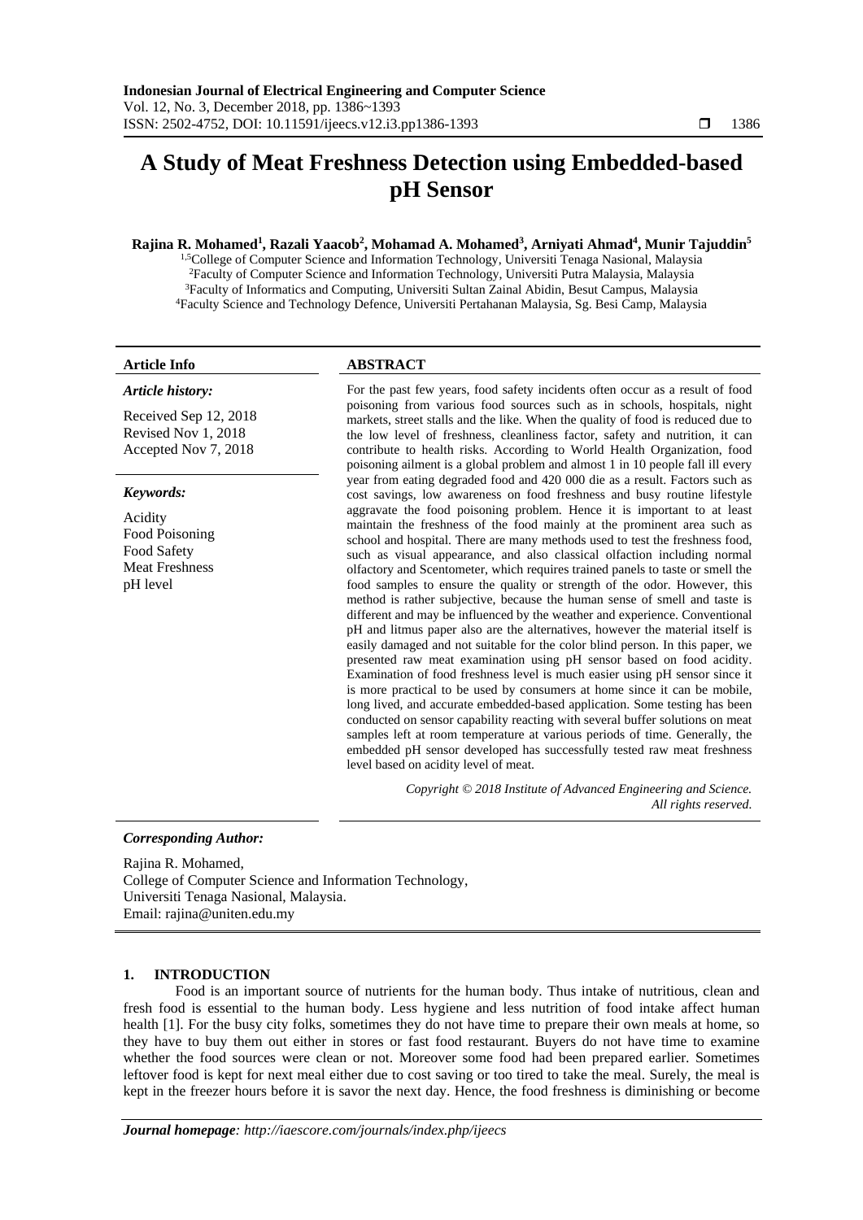# A Study of Meat Freshness Detection using Embedded-based pH Sensor

**Rajina R. Mohamed[1], Razali Yaacob[2], Mohamad A. Mohamed[3], Arniyati Ahmad[4], Munir Tajuddin[5]**

[1,5]College of Computer Science and Information Technology, Universiti Tenaga Nasional, Malaysia
[2]Faculty of Computer Science and Information Technology, Universiti Putra Malaysia, Malaysia
[3]Faculty of Informatics and Computing, Universiti Sultan Zainal Abidin, Besut Campus, Malaysia
[4]Faculty Science and Technology Defence, Universiti Pertahanan Malaysia, Sg. Besi Camp, Malaysia

**Article Info**

*Article history:*

Received Sep 12, 2018
Revised Nov 1, 2018
Accepted Nov 7, 2018

*Keywords:*

Acidity
Food Poisoning
Food Safety
Meat Freshness
pH level

**ABSTRACT**

For the past few years, food safety incidents often occur as a result of food poisoning from various food sources such as in schools, hospitals, night markets, street stalls and the like. When the quality of food is reduced due to the low level of freshness, cleanliness factor, safety and nutrition, it can contribute to health risks. According to World Health Organization, food poisoning ailment is a global problem and almost 1 in 10 people fall ill every year from eating degraded food and 420 000 die as a result. Factors such as cost savings, low awareness on food freshness and busy routine lifestyle aggravate the food poisoning problem. Hence it is important to at least maintain the freshness of the food mainly at the prominent area such as school and hospital. There are many methods used to test the freshness food, such as visual appearance, and also classical olfaction including normal olfactory and Scentometer, which requires trained panels to taste or smell the food samples to ensure the quality or strength of the odor. However, this method is rather subjective, because the human sense of smell and taste is different and may be influenced by the weather and experience. Conventional pH and litmus paper also are the alternatives, however the material itself is easily damaged and not suitable for the color blind person. In this paper, we presented raw meat examination using pH sensor based on food acidity. Examination of food freshness level is much easier using pH sensor since it is more practical to be used by consumers at home since it can be mobile, long lived, and accurate embedded-based application. Some testing has been conducted on sensor capability reacting with several buffer solutions on meat samples left at room temperature at various periods of time. Generally, the embedded pH sensor developed has successfully tested raw meat freshness level based on acidity level of meat.

*Copyright © 2018 Institute of Advanced Engineering and Science. All rights reserved.*

***Corresponding Author:***

Rajina R. Mohamed,
College of Computer Science and Information Technology,
Universiti Tenaga Nasional, Malaysia.
Email: rajina@uniten.edu.my

## 1. INTRODUCTION

Food is an important source of nutrients for the human body. Thus intake of nutritious, clean and fresh food is essential to the human body. Less hygiene and less nutrition of food intake affect human health [1]. For the busy city folks, sometimes they do not have time to prepare their own meals at home, so they have to buy them out either in stores or fast food restaurant. Buyers do not have time to examine whether the food sources were clean or not. Moreover some food had been prepared earlier. Sometimes leftover food is kept for next meal either due to cost saving or too tired to take the meal. Surely, the meal is kept in the freezer hours before it is savor the next day. Hence, the food freshness is diminishing or become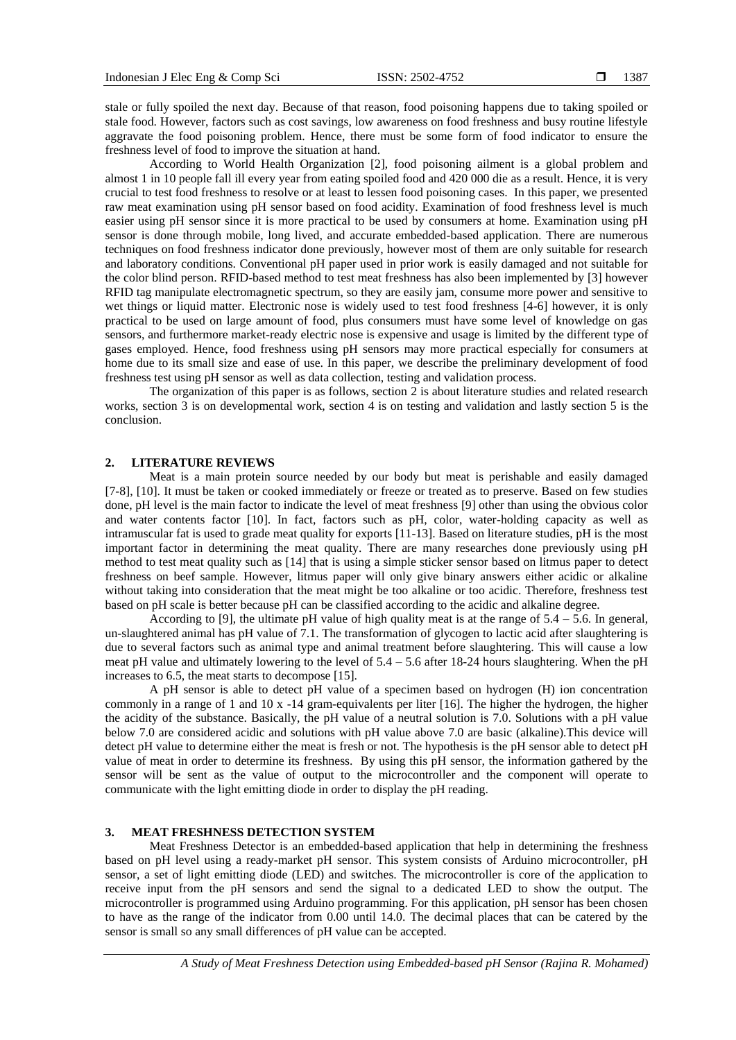stale or fully spoiled the next day. Because of that reason, food poisoning happens due to taking spoiled or stale food. However, factors such as cost savings, low awareness on food freshness and busy routine lifestyle aggravate the food poisoning problem. Hence, there must be some form of food indicator to ensure the freshness level of food to improve the situation at hand.

According to World Health Organization [2], food poisoning ailment is a global problem and almost 1 in 10 people fall ill every year from eating spoiled food and 420 000 die as a result. Hence, it is very crucial to test food freshness to resolve or at least to lessen food poisoning cases. In this paper, we presented raw meat examination using pH sensor based on food acidity. Examination of food freshness level is much easier using pH sensor since it is more practical to be used by consumers at home. Examination using pH sensor is done through mobile, long lived, and accurate embedded-based application. There are numerous techniques on food freshness indicator done previously, however most of them are only suitable for research and laboratory conditions. Conventional pH paper used in prior work is easily damaged and not suitable for the color blind person. RFID-based method to test meat freshness has also been implemented by [3] however RFID tag manipulate electromagnetic spectrum, so they are easily jam, consume more power and sensitive to wet things or liquid matter. Electronic nose is widely used to test food freshness [4-6] however, it is only practical to be used on large amount of food, plus consumers must have some level of knowledge on gas sensors, and furthermore market-ready electric nose is expensive and usage is limited by the different type of gases employed. Hence, food freshness using pH sensors may more practical especially for consumers at home due to its small size and ease of use. In this paper, we describe the preliminary development of food freshness test using pH sensor as well as data collection, testing and validation process.

The organization of this paper is as follows, section 2 is about literature studies and related research works, section 3 is on developmental work, section 4 is on testing and validation and lastly section 5 is the conclusion.

## 2. LITERATURE REVIEWS

Meat is a main protein source needed by our body but meat is perishable and easily damaged [7-8], [10]. It must be taken or cooked immediately or freeze or treated as to preserve. Based on few studies done, pH level is the main factor to indicate the level of meat freshness [9] other than using the obvious color and water contents factor [10]. In fact, factors such as pH, color, water-holding capacity as well as intramuscular fat is used to grade meat quality for exports [11-13]. Based on literature studies, pH is the most important factor in determining the meat quality. There are many researches done previously using pH method to test meat quality such as [14] that is using a simple sticker sensor based on litmus paper to detect freshness on beef sample. However, litmus paper will only give binary answers either acidic or alkaline without taking into consideration that the meat might be too alkaline or too acidic. Therefore, freshness test based on pH scale is better because pH can be classified according to the acidic and alkaline degree.

According to [9], the ultimate pH value of high quality meat is at the range of 5.4 – 5.6. In general, un-slaughtered animal has pH value of 7.1. The transformation of glycogen to lactic acid after slaughtering is due to several factors such as animal type and animal treatment before slaughtering. This will cause a low meat pH value and ultimately lowering to the level of 5.4 – 5.6 after 18-24 hours slaughtering. When the pH increases to 6.5, the meat starts to decompose [15].

A pH sensor is able to detect pH value of a specimen based on hydrogen (H) ion concentration commonly in a range of 1 and 10 x -14 gram-equivalents per liter [16]. The higher the hydrogen, the higher the acidity of the substance. Basically, the pH value of a neutral solution is 7.0. Solutions with a pH value below 7.0 are considered acidic and solutions with pH value above 7.0 are basic (alkaline).This device will detect pH value to determine either the meat is fresh or not. The hypothesis is the pH sensor able to detect pH value of meat in order to determine its freshness. By using this pH sensor, the information gathered by the sensor will be sent as the value of output to the microcontroller and the component will operate to communicate with the light emitting diode in order to display the pH reading.

## 3. MEAT FRESHNESS DETECTION SYSTEM

Meat Freshness Detector is an embedded-based application that help in determining the freshness based on pH level using a ready-market pH sensor. This system consists of Arduino microcontroller, pH sensor, a set of light emitting diode (LED) and switches. The microcontroller is core of the application to receive input from the pH sensors and send the signal to a dedicated LED to show the output. The microcontroller is programmed using Arduino programming. For this application, pH sensor has been chosen to have as the range of the indicator from 0.00 until 14.0. The decimal places that can be catered by the sensor is small so any small differences of pH value can be accepted.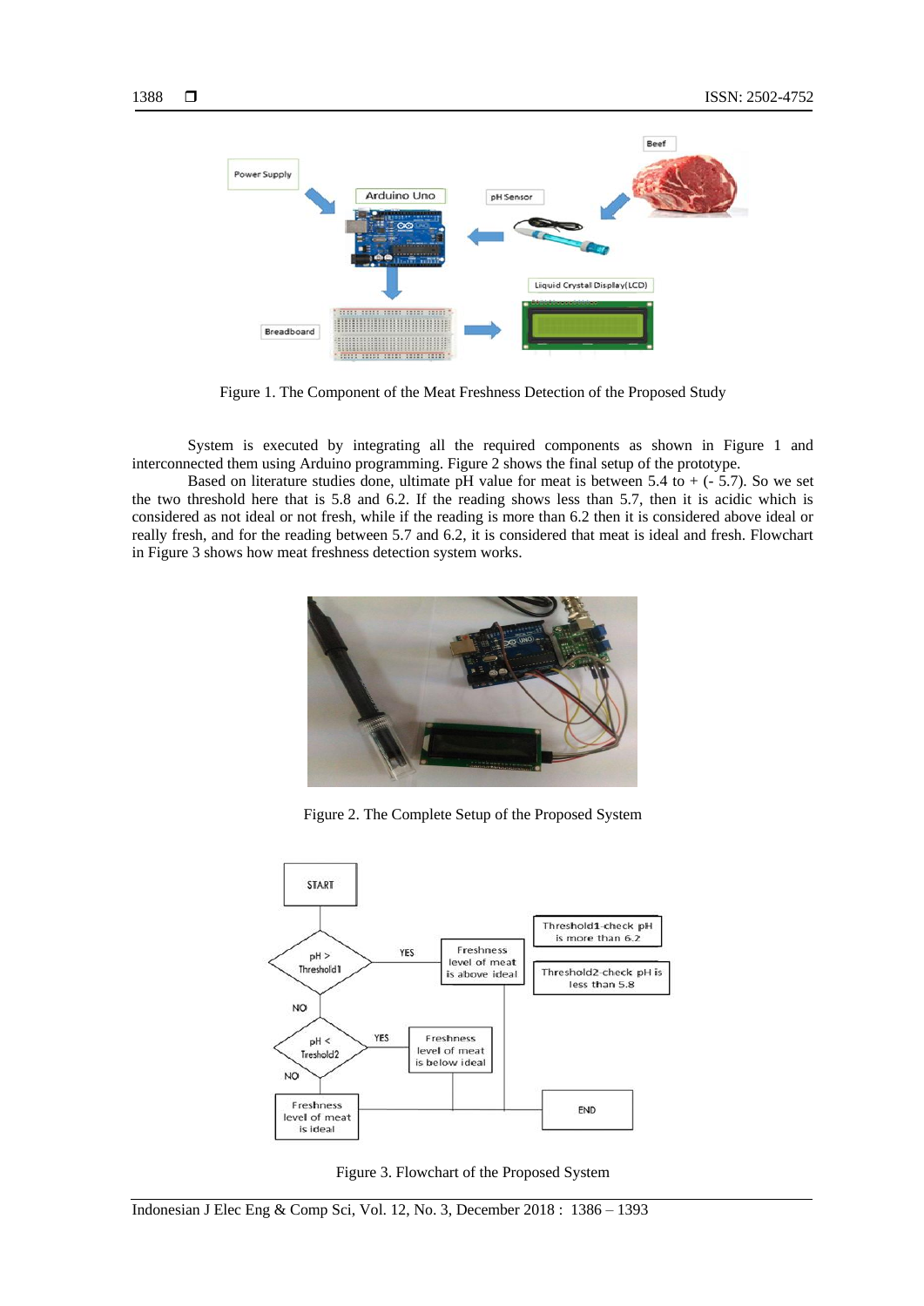Figure 1. The Component of the Meat Freshness Detection of the Proposed Study

System is executed by integrating all the required components as shown in Figure 1 and interconnected them using Arduino programming. Figure 2 shows the final setup of the prototype.

Based on literature studies done, ultimate pH value for meat is between 5.4 to + (- 5.7). So we set the two threshold here that is 5.8 and 6.2. If the reading shows less than 5.7, then it is acidic which is considered as not ideal or not fresh, while if the reading is more than 6.2 then it is considered above ideal or really fresh, and for the reading between 5.7 and 6.2, it is considered that meat is ideal and fresh. Flowchart in Figure 3 shows how meat freshness detection system works.

Figure 2. The Complete Setup of the Proposed System

Figure 3. Flowchart of the Proposed System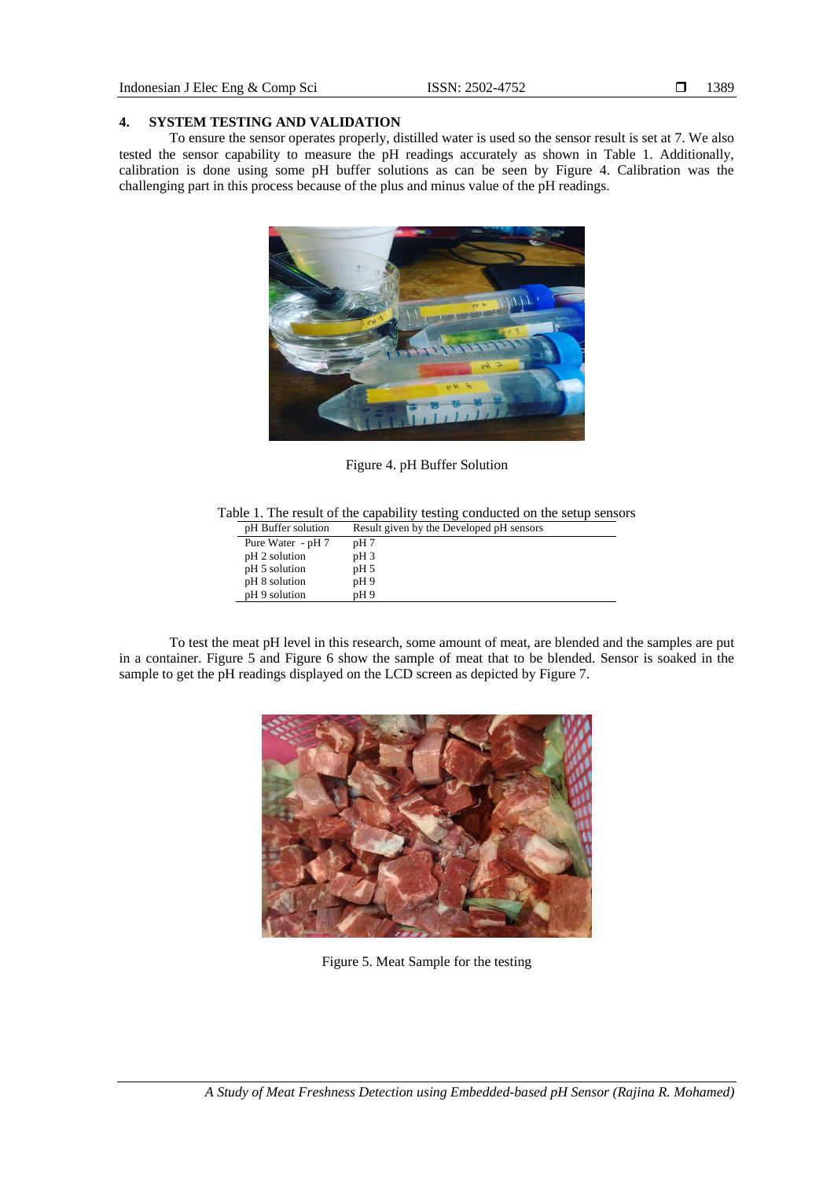## 4. SYSTEM TESTING AND VALIDATION

To ensure the sensor operates properly, distilled water is used so the sensor result is set at 7. We also tested the sensor capability to measure the pH readings accurately as shown in Table 1. Additionally, calibration is done using some pH buffer solutions as can be seen by Figure 4. Calibration was the challenging part in this process because of the plus and minus value of the pH readings.

Figure 4. pH Buffer Solution

Table 1. The result of the capability testing conducted on the setup sensors

| pH Buffer solution | Result given by the Developed pH sensors |
|---|---|
| Pure Water - pH 7 | pH 7 |
| pH 2 solution | pH 3 |
| pH 5 solution | pH 5 |
| pH 8 solution | pH 9 |
| pH 9 solution | pH 9 |

To test the meat pH level in this research, some amount of meat, are blended and the samples are put in a container. Figure 5 and Figure 6 show the sample of meat that to be blended. Sensor is soaked in the sample to get the pH readings displayed on the LCD screen as depicted by Figure 7.

Figure 5. Meat Sample for the testing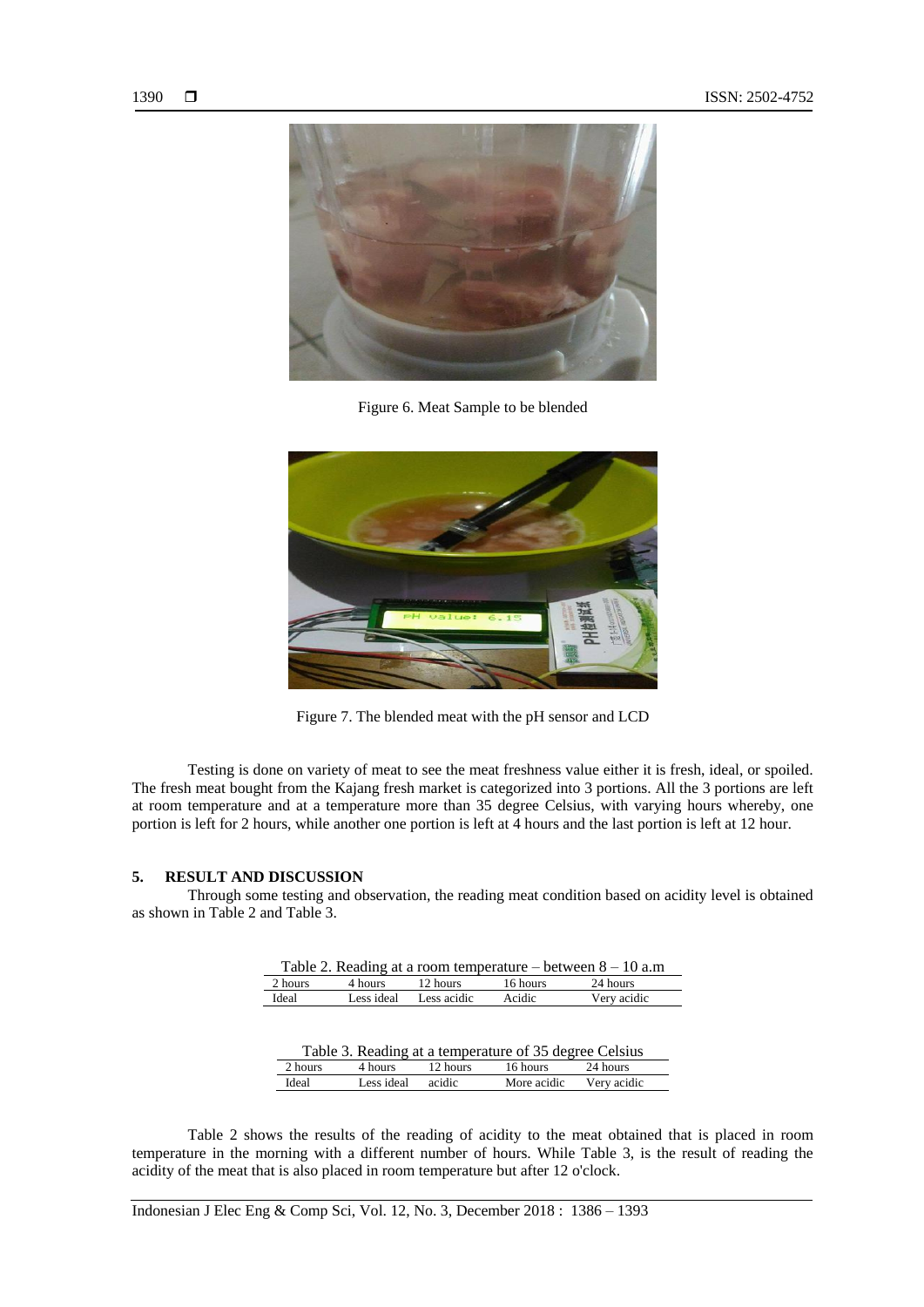Figure 6. Meat Sample to be blended

Figure 7. The blended meat with the pH sensor and LCD

Testing is done on variety of meat to see the meat freshness value either it is fresh, ideal, or spoiled. The fresh meat bought from the Kajang fresh market is categorized into 3 portions. All the 3 portions are left at room temperature and at a temperature more than 35 degree Celsius, with varying hours whereby, one portion is left for 2 hours, while another one portion is left at 4 hours and the last portion is left at 12 hour.

## 5. RESULT AND DISCUSSION

Through some testing and observation, the reading meat condition based on acidity level is obtained as shown in Table 2 and Table 3.

Table 2. Reading at a room temperature – between 8 – 10 a.m

| 2 hours | 4 hours | 12 hours | 16 hours | 24 hours |
|---|---|---|---|---|
| Ideal | Less ideal | Less acidic | Acidic | Very acidic |

Table 3. Reading at a temperature of 35 degree Celsius

| 2 hours | 4 hours | 12 hours | 16 hours | 24 hours |
|---|---|---|---|---|
| Ideal | Less ideal | acidic | More acidic | Very acidic |

Table 2 shows the results of the reading of acidity to the meat obtained that is placed in room temperature in the morning with a different number of hours. While Table 3, is the result of reading the acidity of the meat that is also placed in room temperature but after 12 o'clock.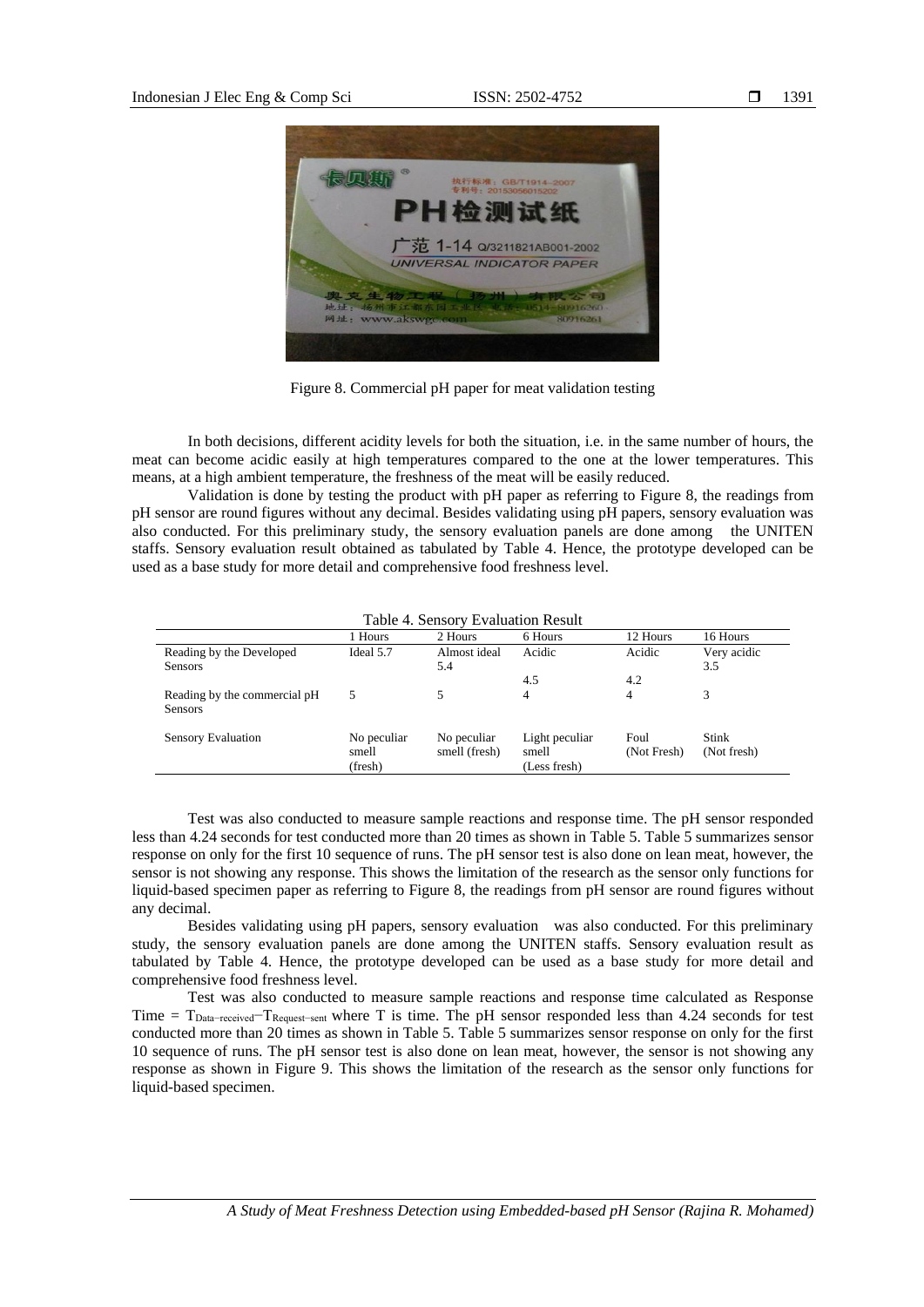Figure 8. Commercial pH paper for meat validation testing

In both decisions, different acidity levels for both the situation, i.e. in the same number of hours, the meat can become acidic easily at high temperatures compared to the one at the lower temperatures. This means, at a high ambient temperature, the freshness of the meat will be easily reduced.

Validation is done by testing the product with pH paper as referring to Figure 8, the readings from pH sensor are round figures without any decimal. Besides validating using pH papers, sensory evaluation was also conducted. For this preliminary study, the sensory evaluation panels are done among the UNITEN staffs. Sensory evaluation result obtained as tabulated by Table 4. Hence, the prototype developed can be used as a base study for more detail and comprehensive food freshness level.

Table 4. Sensory Evaluation Result

| | 1 Hours | 2 Hours | 6 Hours | 12 Hours | 16 Hours |
|---|---|---|---|---|---|
| Reading by the Developed Sensors | Ideal 5.7 | Almost ideal 5.4 | Acidic 4.5 | Acidic 4.2 | Very acidic 3.5 |
| Reading by the commercial pH Sensors | 5 | 5 | 4 | 4 | 3 |
| Sensory Evaluation | No peculiar smell (fresh) | No peculiar smell (fresh) | Light peculiar smell (Less fresh) | Foul (Not Fresh) | Stink (Not fresh) |

Test was also conducted to measure sample reactions and response time. The pH sensor responded less than 4.24 seconds for test conducted more than 20 times as shown in Table 5. Table 5 summarizes sensor response on only for the first 10 sequence of runs. The pH sensor test is also done on lean meat, however, the sensor is not showing any response. This shows the limitation of the research as the sensor only functions for liquid-based specimen paper as referring to Figure 8, the readings from pH sensor are round figures without any decimal.

Besides validating using pH papers, sensory evaluation was also conducted. For this preliminary study, the sensory evaluation panels are done among the UNITEN staffs. Sensory evaluation result as tabulated by Table 4. Hence, the prototype developed can be used as a base study for more detail and comprehensive food freshness level.

Test was also conducted to measure sample reactions and response time calculated as Response Time = $T_{Data-received} - T_{Request-sent}$ where T is time. The pH sensor responded less than 4.24 seconds for test conducted more than 20 times as shown in Table 5. Table 5 summarizes sensor response on only for the first 10 sequence of runs. The pH sensor test is also done on lean meat, however, the sensor is not showing any response as shown in Figure 9. This shows the limitation of the research as the sensor only functions for liquid-based specimen.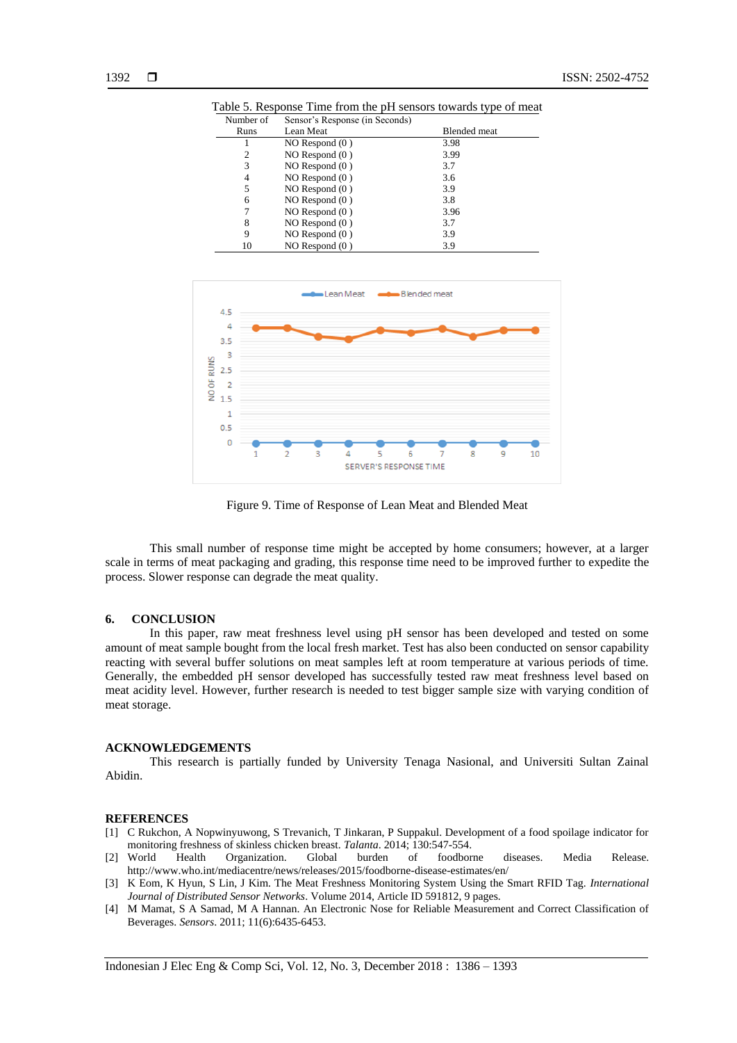Table 5. Response Time from the pH sensors towards type of meat

| Number of Runs | Sensor's Response (in Seconds) Lean Meat | Blended meat |
|---|---|---|
| 1 | NO Respond (0 ) | 3.98 |
| 2 | NO Respond (0 ) | 3.99 |
| 3 | NO Respond (0 ) | 3.7 |
| 4 | NO Respond (0 ) | 3.6 |
| 5 | NO Respond (0 ) | 3.9 |
| 6 | NO Respond (0 ) | 3.8 |
| 7 | NO Respond (0 ) | 3.96 |
| 8 | NO Respond (0 ) | 3.7 |
| 9 | NO Respond (0 ) | 3.9 |
| 10 | NO Respond (0 ) | 3.9 |

Figure 9. Time of Response of Lean Meat and Blended Meat

This small number of response time might be accepted by home consumers; however, at a larger scale in terms of meat packaging and grading, this response time need to be improved further to expedite the process. Slower response can degrade the meat quality.

## 6. CONCLUSION

In this paper, raw meat freshness level using pH sensor has been developed and tested on some amount of meat sample bought from the local fresh market. Test has also been conducted on sensor capability reacting with several buffer solutions on meat samples left at room temperature at various periods of time. Generally, the embedded pH sensor developed has successfully tested raw meat freshness level based on meat acidity level. However, further research is needed to test bigger sample size with varying condition of meat storage.

## ACKNOWLEDGEMENTS

This research is partially funded by University Tenaga Nasional, and Universiti Sultan Zainal Abidin.

## REFERENCES

[1] C Rukchon, A Nopwinyuwong, S Trevanich, T Jinkaran, P Suppakul. Development of a food spoilage indicator for monitoring freshness of skinless chicken breast. *Talanta*. 2014; 130:547-554.

[2] World Health Organization. Global burden of foodborne diseases. Media Release. http://www.who.int/mediacentre/news/releases/2015/foodborne-disease-estimates/en/

[3] K Eom, K Hyun, S Lin, J Kim. The Meat Freshness Monitoring System Using the Smart RFID Tag. *International Journal of Distributed Sensor Networks*. Volume 2014, Article ID 591812, 9 pages.

[4] M Mamat, S A Samad, M A Hannan. An Electronic Nose for Reliable Measurement and Correct Classification of Beverages. *Sensors*. 2011; 11(6):6435-6453.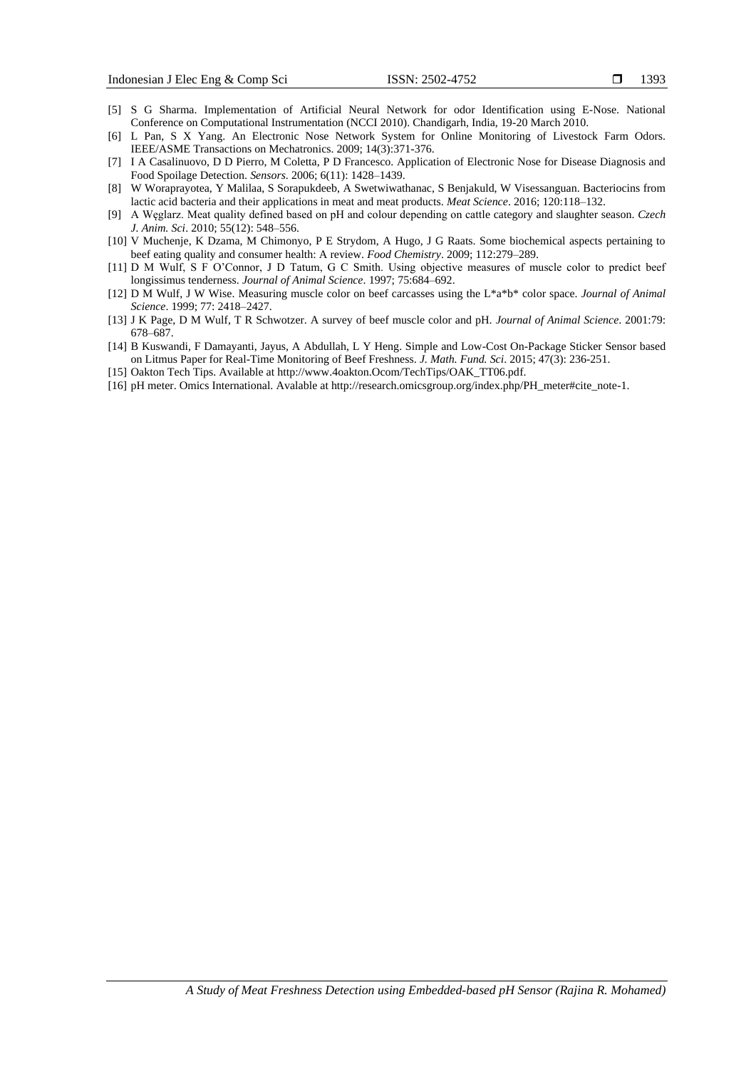[5] S G Sharma. Implementation of Artificial Neural Network for odor Identification using E-Nose. National Conference on Computational Instrumentation (NCCI 2010). Chandigarh, India, 19-20 March 2010.

[6] L Pan, S X Yang. An Electronic Nose Network System for Online Monitoring of Livestock Farm Odors. IEEE/ASME Transactions on Mechatronics. 2009; 14(3):371-376.

[7] I A Casalinuovo, D D Pierro, M Coletta, P D Francesco. Application of Electronic Nose for Disease Diagnosis and Food Spoilage Detection. *Sensors*. 2006; 6(11): 1428–1439.

[8] W Woraprayotea, Y Malilaa, S Sorapukdeeb, A Swetwiwathanac, S Benjakuld, W Visessanguan. Bacteriocins from lactic acid bacteria and their applications in meat and meat products. *Meat Science*. 2016; 120:118–132.

[9] A Węglarz. Meat quality defined based on pH and colour depending on cattle category and slaughter season. *Czech J. Anim. Sci*. 2010; 55(12): 548–556.

[10] V Muchenje, K Dzama, M Chimonyo, P E Strydom, A Hugo, J G Raats. Some biochemical aspects pertaining to beef eating quality and consumer health: A review. *Food Chemistry*. 2009; 112:279–289.

[11] D M Wulf, S F O'Connor, J D Tatum, G C Smith. Using objective measures of muscle color to predict beef longissimus tenderness. *Journal of Animal Science*. 1997; 75:684–692.

[12] D M Wulf, J W Wise. Measuring muscle color on beef carcasses using the L*a*b* color space. *Journal of Animal Science*. 1999; 77: 2418–2427.

[13] J K Page, D M Wulf, T R Schwotzer. A survey of beef muscle color and pH. *Journal of Animal Science*. 2001:79: 678–687.

[14] B Kuswandi, F Damayanti, Jayus, A Abdullah, L Y Heng. Simple and Low-Cost On-Package Sticker Sensor based on Litmus Paper for Real-Time Monitoring of Beef Freshness. *J. Math. Fund. Sci*. 2015; 47(3): 236-251.

[15] Oakton Tech Tips. Available at http://www.4oakton.Ocom/TechTips/OAK_TT06.pdf.

[16] pH meter. Omics International. Avalable at http://research.omicsgroup.org/index.php/PH_meter#cite_note-1.